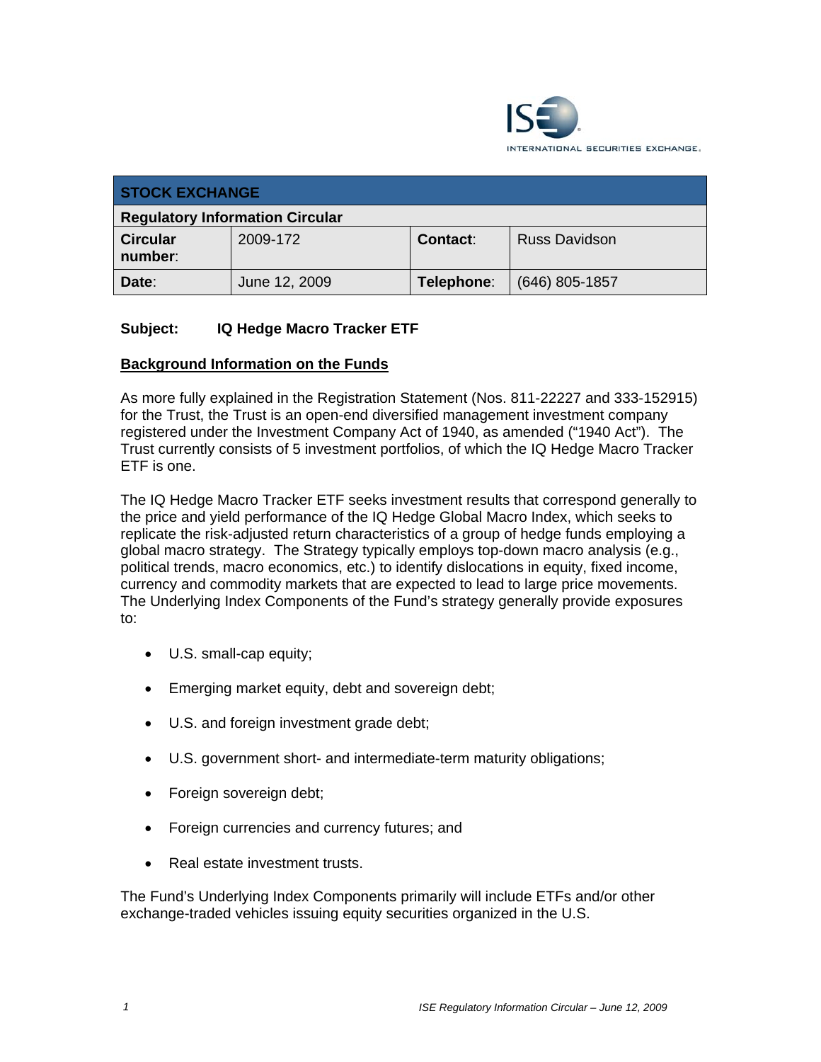ISE INTERNATIONAL SECURITIES EXCHANGE.

| STOCK EXCHANGE | | | |
|---|---|---|---|
| **Regulatory Information Circular** | | | |
| **Circular number:** | 2009-172 | **Contact:** | Russ Davidson |
| **Date:** | June 12, 2009 | **Telephone:** | (646) 805-1857 |

**Subject: IQ Hedge Macro Tracker ETF**

## Background Information on the Funds

As more fully explained in the Registration Statement (Nos. 811-22227 and 333-152915) for the Trust, the Trust is an open-end diversified management investment company registered under the Investment Company Act of 1940, as amended ("1940 Act"). The Trust currently consists of 5 investment portfolios, of which the IQ Hedge Macro Tracker ETF is one.

The IQ Hedge Macro Tracker ETF seeks investment results that correspond generally to the price and yield performance of the IQ Hedge Global Macro Index, which seeks to replicate the risk-adjusted return characteristics of a group of hedge funds employing a global macro strategy. The Strategy typically employs top-down macro analysis (e.g., political trends, macro economics, etc.) to identify dislocations in equity, fixed income, currency and commodity markets that are expected to lead to large price movements. The Underlying Index Components of the Fund's strategy generally provide exposures to:

- U.S. small-cap equity;
- Emerging market equity, debt and sovereign debt;
- U.S. and foreign investment grade debt;
- U.S. government short- and intermediate-term maturity obligations;
- Foreign sovereign debt;
- Foreign currencies and currency futures; and
- Real estate investment trusts.

The Fund's Underlying Index Components primarily will include ETFs and/or other exchange-traded vehicles issuing equity securities organized in the U.S.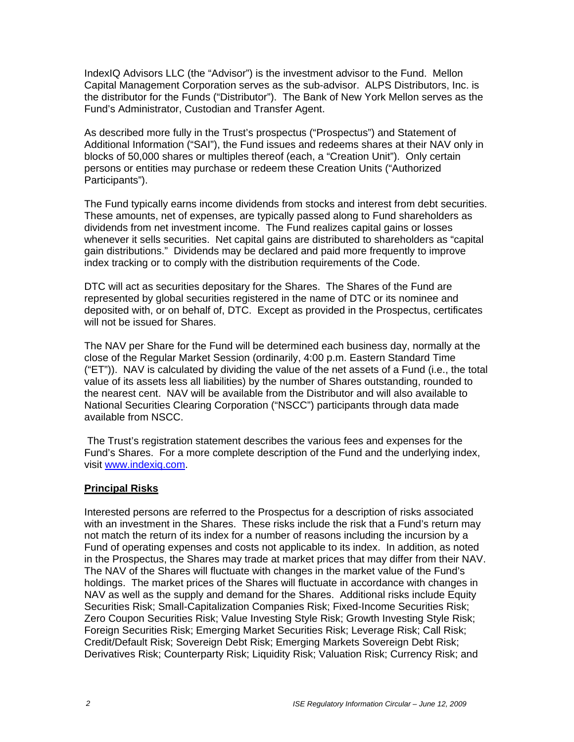IndexIQ Advisors LLC (the "Advisor") is the investment advisor to the Fund. Mellon Capital Management Corporation serves as the sub-advisor. ALPS Distributors, Inc. is the distributor for the Funds ("Distributor"). The Bank of New York Mellon serves as the Fund's Administrator, Custodian and Transfer Agent.

As described more fully in the Trust's prospectus ("Prospectus") and Statement of Additional Information ("SAI"), the Fund issues and redeems shares at their NAV only in blocks of 50,000 shares or multiples thereof (each, a "Creation Unit"). Only certain persons or entities may purchase or redeem these Creation Units ("Authorized Participants").

The Fund typically earns income dividends from stocks and interest from debt securities. These amounts, net of expenses, are typically passed along to Fund shareholders as dividends from net investment income. The Fund realizes capital gains or losses whenever it sells securities. Net capital gains are distributed to shareholders as "capital gain distributions." Dividends may be declared and paid more frequently to improve index tracking or to comply with the distribution requirements of the Code.

DTC will act as securities depositary for the Shares. The Shares of the Fund are represented by global securities registered in the name of DTC or its nominee and deposited with, or on behalf of, DTC. Except as provided in the Prospectus, certificates will not be issued for Shares.

The NAV per Share for the Fund will be determined each business day, normally at the close of the Regular Market Session (ordinarily, 4:00 p.m. Eastern Standard Time ("ET")). NAV is calculated by dividing the value of the net assets of a Fund (i.e., the total value of its assets less all liabilities) by the number of Shares outstanding, rounded to the nearest cent. NAV will be available from the Distributor and will also available to National Securities Clearing Corporation ("NSCC") participants through data made available from NSCC.

The Trust's registration statement describes the various fees and expenses for the Fund's Shares. For a more complete description of the Fund and the underlying index, visit www.indexiq.com.

**Principal Risks**

Interested persons are referred to the Prospectus for a description of risks associated with an investment in the Shares. These risks include the risk that a Fund's return may not match the return of its index for a number of reasons including the incursion by a Fund of operating expenses and costs not applicable to its index. In addition, as noted in the Prospectus, the Shares may trade at market prices that may differ from their NAV. The NAV of the Shares will fluctuate with changes in the market value of the Fund's holdings. The market prices of the Shares will fluctuate in accordance with changes in NAV as well as the supply and demand for the Shares. Additional risks include Equity Securities Risk; Small-Capitalization Companies Risk; Fixed-Income Securities Risk; Zero Coupon Securities Risk; Value Investing Style Risk; Growth Investing Style Risk; Foreign Securities Risk; Emerging Market Securities Risk; Leverage Risk; Call Risk; Credit/Default Risk; Sovereign Debt Risk; Emerging Markets Sovereign Debt Risk; Derivatives Risk; Counterparty Risk; Liquidity Risk; Valuation Risk; Currency Risk; and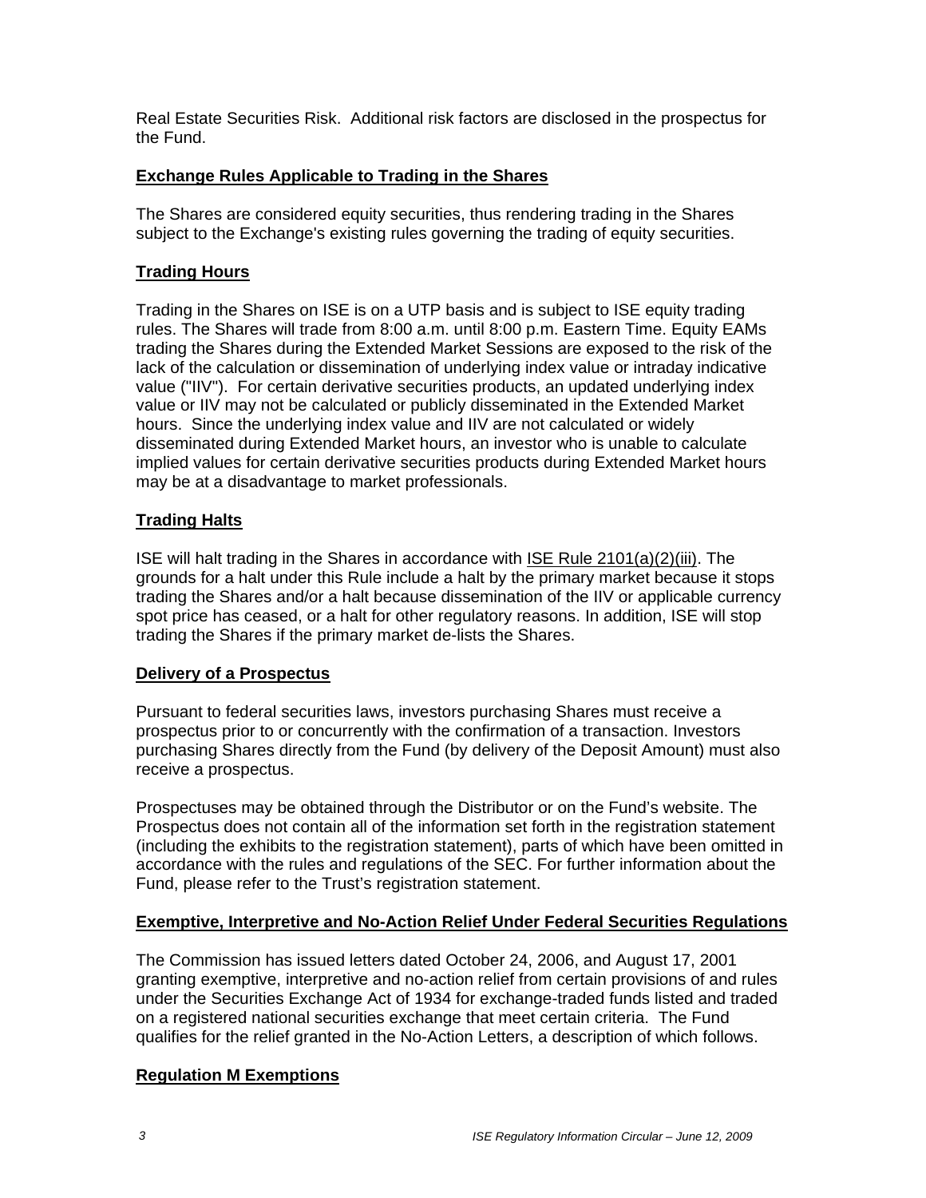Real Estate Securities Risk. Additional risk factors are disclosed in the prospectus for the Fund.

## Exchange Rules Applicable to Trading in the Shares

The Shares are considered equity securities, thus rendering trading in the Shares subject to the Exchange's existing rules governing the trading of equity securities.

## Trading Hours

Trading in the Shares on ISE is on a UTP basis and is subject to ISE equity trading rules. The Shares will trade from 8:00 a.m. until 8:00 p.m. Eastern Time. Equity EAMs trading the Shares during the Extended Market Sessions are exposed to the risk of the lack of the calculation or dissemination of underlying index value or intraday indicative value ("IIV"). For certain derivative securities products, an updated underlying index value or IIV may not be calculated or publicly disseminated in the Extended Market hours. Since the underlying index value and IIV are not calculated or widely disseminated during Extended Market hours, an investor who is unable to calculate implied values for certain derivative securities products during Extended Market hours may be at a disadvantage to market professionals.

## Trading Halts

ISE will halt trading in the Shares in accordance with ISE Rule 2101(a)(2)(iii). The grounds for a halt under this Rule include a halt by the primary market because it stops trading the Shares and/or a halt because dissemination of the IIV or applicable currency spot price has ceased, or a halt for other regulatory reasons. In addition, ISE will stop trading the Shares if the primary market de-lists the Shares.

## Delivery of a Prospectus

Pursuant to federal securities laws, investors purchasing Shares must receive a prospectus prior to or concurrently with the confirmation of a transaction. Investors purchasing Shares directly from the Fund (by delivery of the Deposit Amount) must also receive a prospectus.

Prospectuses may be obtained through the Distributor or on the Fund's website. The Prospectus does not contain all of the information set forth in the registration statement (including the exhibits to the registration statement), parts of which have been omitted in accordance with the rules and regulations of the SEC. For further information about the Fund, please refer to the Trust's registration statement.

## Exemptive, Interpretive and No-Action Relief Under Federal Securities Regulations

The Commission has issued letters dated October 24, 2006, and August 17, 2001 granting exemptive, interpretive and no-action relief from certain provisions of and rules under the Securities Exchange Act of 1934 for exchange-traded funds listed and traded on a registered national securities exchange that meet certain criteria. The Fund qualifies for the relief granted in the No-Action Letters, a description of which follows.

## Regulation M Exemptions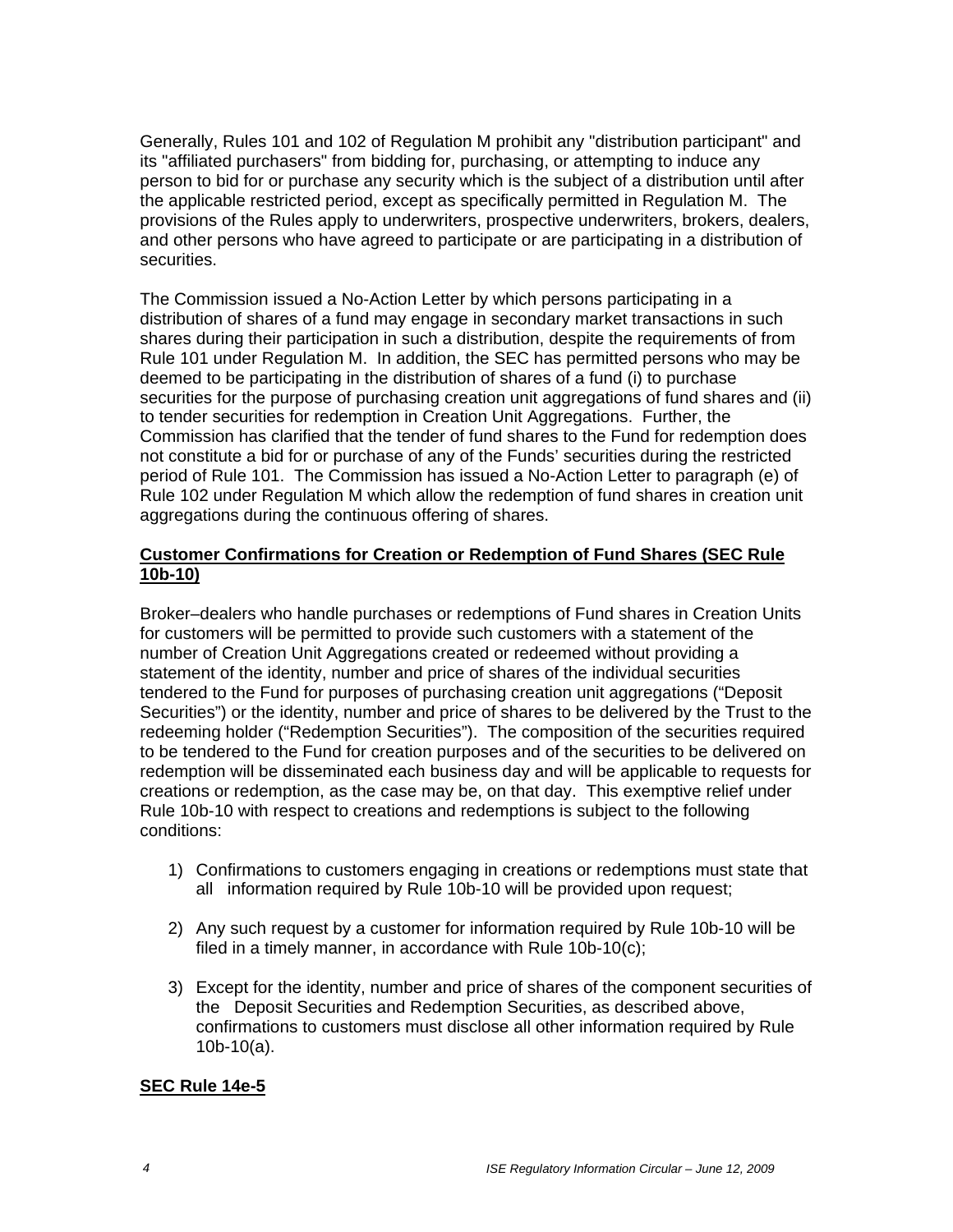Generally, Rules 101 and 102 of Regulation M prohibit any "distribution participant" and its "affiliated purchasers" from bidding for, purchasing, or attempting to induce any person to bid for or purchase any security which is the subject of a distribution until after the applicable restricted period, except as specifically permitted in Regulation M. The provisions of the Rules apply to underwriters, prospective underwriters, brokers, dealers, and other persons who have agreed to participate or are participating in a distribution of securities.

The Commission issued a No-Action Letter by which persons participating in a distribution of shares of a fund may engage in secondary market transactions in such shares during their participation in such a distribution, despite the requirements of from Rule 101 under Regulation M. In addition, the SEC has permitted persons who may be deemed to be participating in the distribution of shares of a fund (i) to purchase securities for the purpose of purchasing creation unit aggregations of fund shares and (ii) to tender securities for redemption in Creation Unit Aggregations. Further, the Commission has clarified that the tender of fund shares to the Fund for redemption does not constitute a bid for or purchase of any of the Funds' securities during the restricted period of Rule 101. The Commission has issued a No-Action Letter to paragraph (e) of Rule 102 under Regulation M which allow the redemption of fund shares in creation unit aggregations during the continuous offering of shares.

**Customer Confirmations for Creation or Redemption of Fund Shares (SEC Rule 10b-10)**

Broker–dealers who handle purchases or redemptions of Fund shares in Creation Units for customers will be permitted to provide such customers with a statement of the number of Creation Unit Aggregations created or redeemed without providing a statement of the identity, number and price of shares of the individual securities tendered to the Fund for purposes of purchasing creation unit aggregations ("Deposit Securities") or the identity, number and price of shares to be delivered by the Trust to the redeeming holder ("Redemption Securities"). The composition of the securities required to be tendered to the Fund for creation purposes and of the securities to be delivered on redemption will be disseminated each business day and will be applicable to requests for creations or redemption, as the case may be, on that day. This exemptive relief under Rule 10b-10 with respect to creations and redemptions is subject to the following conditions:

1) Confirmations to customers engaging in creations or redemptions must state that all information required by Rule 10b-10 will be provided upon request;

2) Any such request by a customer for information required by Rule 10b-10 will be filed in a timely manner, in accordance with Rule 10b-10(c);

3) Except for the identity, number and price of shares of the component securities of the Deposit Securities and Redemption Securities, as described above, confirmations to customers must disclose all other information required by Rule 10b-10(a).

**SEC Rule 14e-5**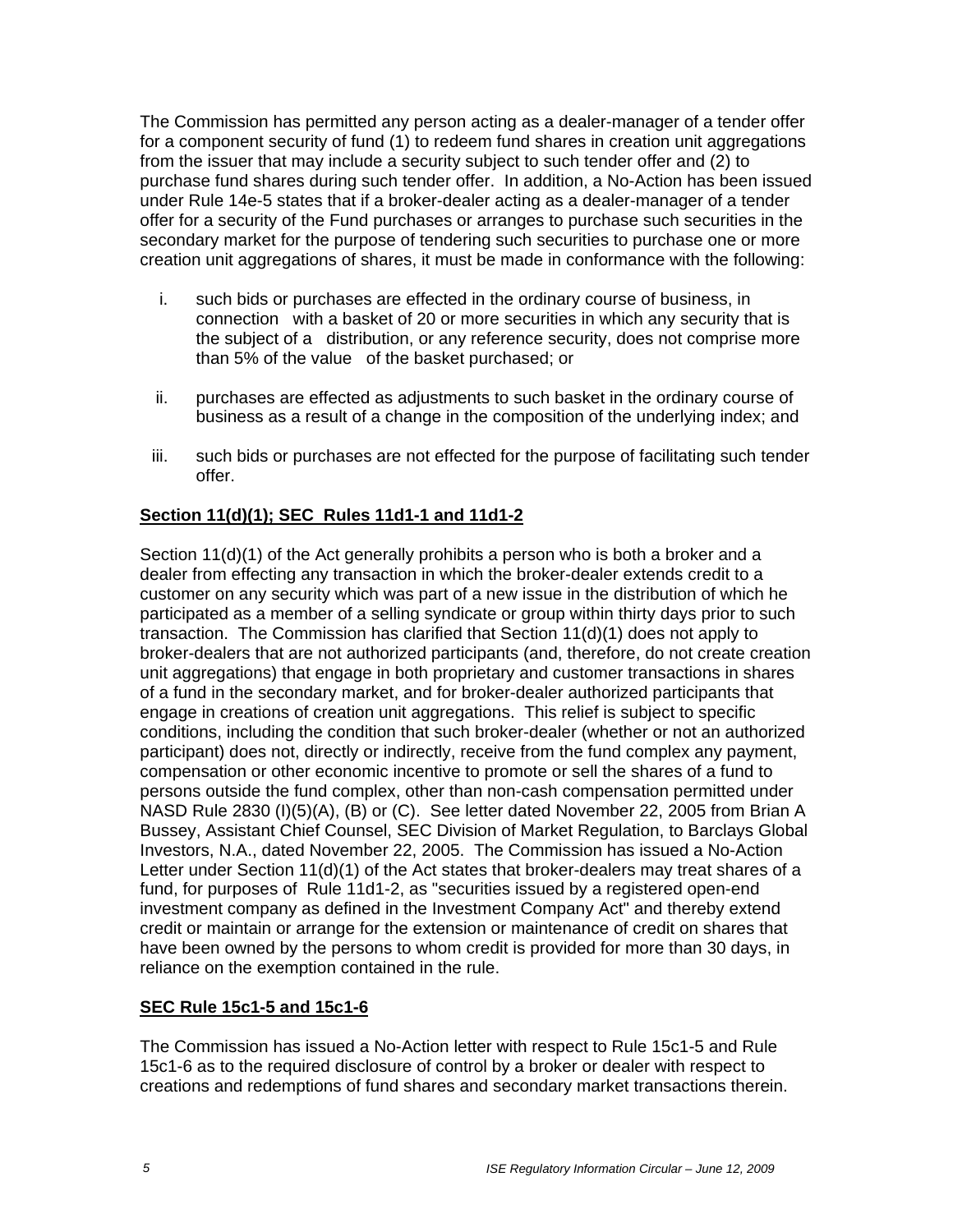The Commission has permitted any person acting as a dealer-manager of a tender offer for a component security of fund (1) to redeem fund shares in creation unit aggregations from the issuer that may include a security subject to such tender offer and (2) to purchase fund shares during such tender offer. In addition, a No-Action has been issued under Rule 14e-5 states that if a broker-dealer acting as a dealer-manager of a tender offer for a security of the Fund purchases or arranges to purchase such securities in the secondary market for the purpose of tendering such securities to purchase one or more creation unit aggregations of shares, it must be made in conformance with the following:

i. such bids or purchases are effected in the ordinary course of business, in connection with a basket of 20 or more securities in which any security that is the subject of a distribution, or any reference security, does not comprise more than 5% of the value of the basket purchased; or

ii. purchases are effected as adjustments to such basket in the ordinary course of business as a result of a change in the composition of the underlying index; and

iii. such bids or purchases are not effected for the purpose of facilitating such tender offer.

**Section 11(d)(1); SEC Rules 11d1-1 and 11d1-2**

Section 11(d)(1) of the Act generally prohibits a person who is both a broker and a dealer from effecting any transaction in which the broker-dealer extends credit to a customer on any security which was part of a new issue in the distribution of which he participated as a member of a selling syndicate or group within thirty days prior to such transaction. The Commission has clarified that Section 11(d)(1) does not apply to broker-dealers that are not authorized participants (and, therefore, do not create creation unit aggregations) that engage in both proprietary and customer transactions in shares of a fund in the secondary market, and for broker-dealer authorized participants that engage in creations of creation unit aggregations. This relief is subject to specific conditions, including the condition that such broker-dealer (whether or not an authorized participant) does not, directly or indirectly, receive from the fund complex any payment, compensation or other economic incentive to promote or sell the shares of a fund to persons outside the fund complex, other than non-cash compensation permitted under NASD Rule 2830 (I)(5)(A), (B) or (C). See letter dated November 22, 2005 from Brian A Bussey, Assistant Chief Counsel, SEC Division of Market Regulation, to Barclays Global Investors, N.A., dated November 22, 2005. The Commission has issued a No-Action Letter under Section 11(d)(1) of the Act states that broker-dealers may treat shares of a fund, for purposes of Rule 11d1-2, as "securities issued by a registered open-end investment company as defined in the Investment Company Act" and thereby extend credit or maintain or arrange for the extension or maintenance of credit on shares that have been owned by the persons to whom credit is provided for more than 30 days, in reliance on the exemption contained in the rule.

**SEC Rule 15c1-5 and 15c1-6**

The Commission has issued a No-Action letter with respect to Rule 15c1-5 and Rule 15c1-6 as to the required disclosure of control by a broker or dealer with respect to creations and redemptions of fund shares and secondary market transactions therein.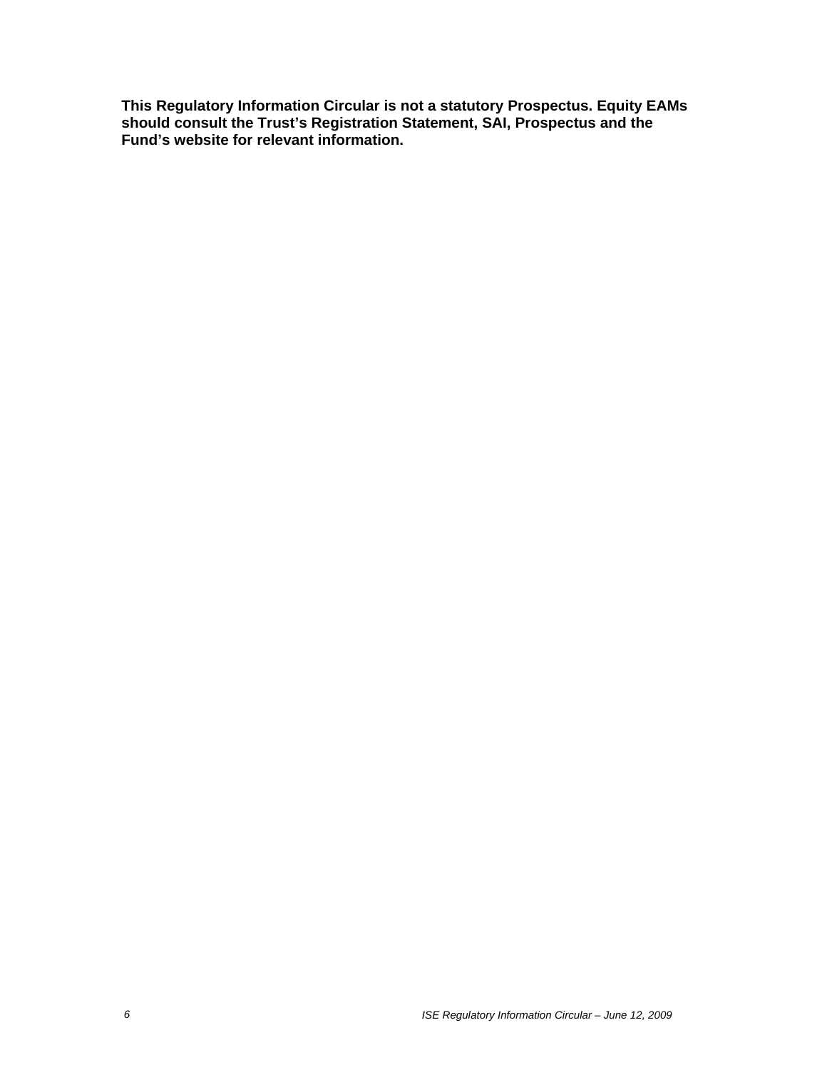**This Regulatory Information Circular is not a statutory Prospectus. Equity EAMs should consult the Trust's Registration Statement, SAI, Prospectus and the Fund's website for relevant information.**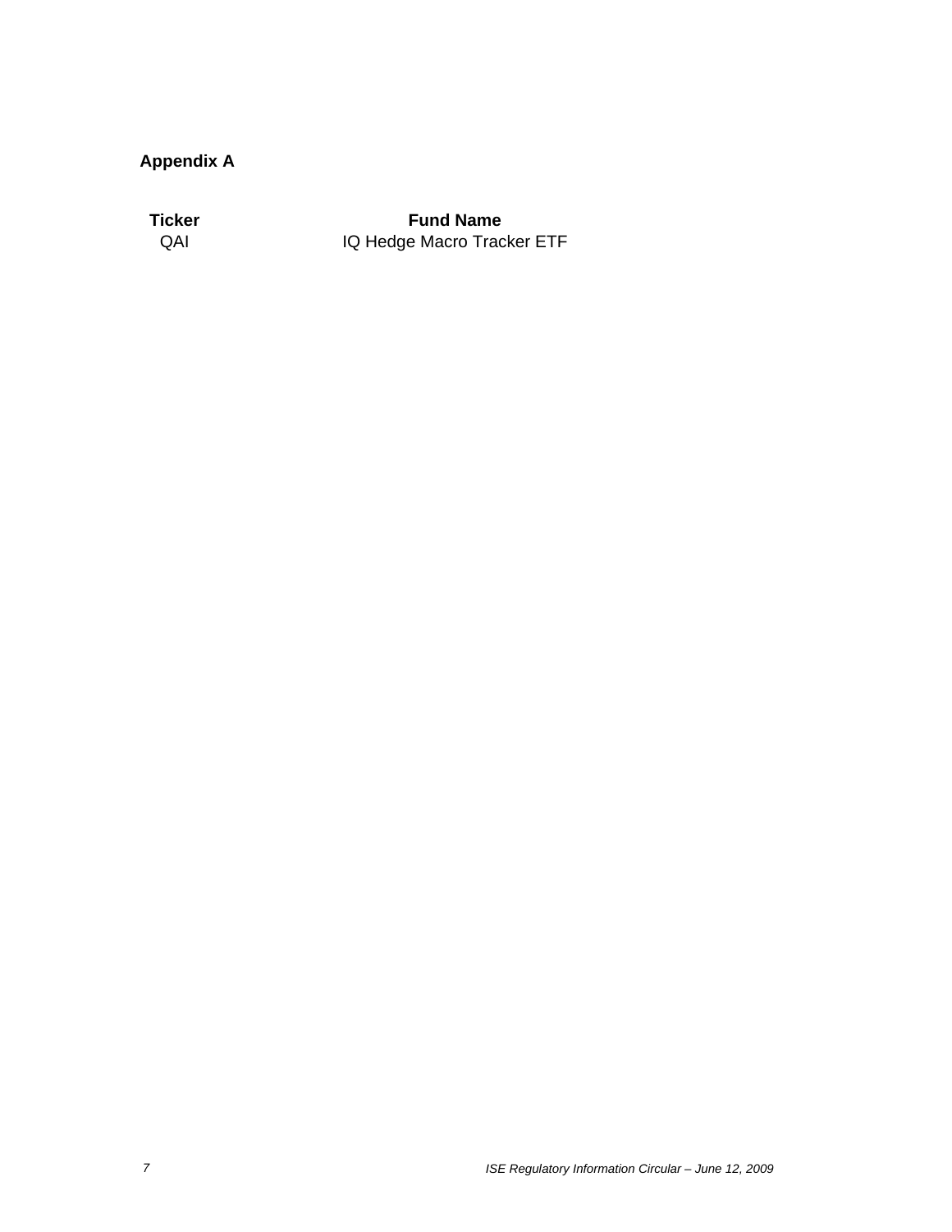**Appendix A**

| Ticker | Fund Name |
| --- | --- |
| QAI | IQ Hedge Macro Tracker ETF |